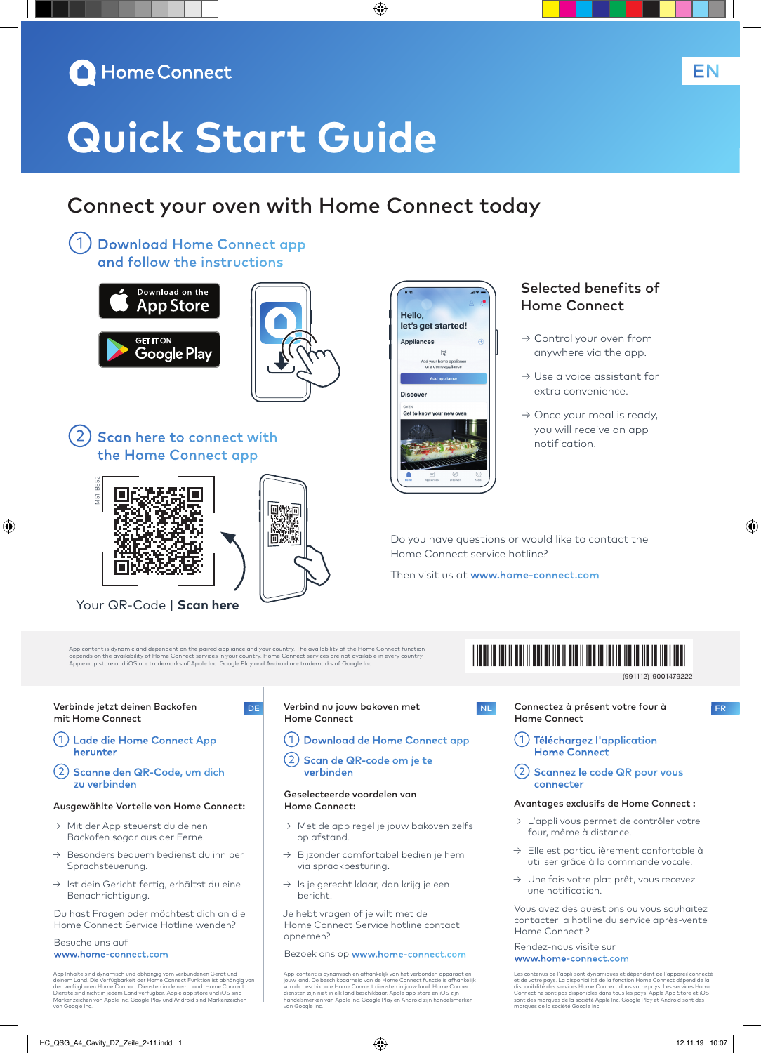Home Connect

EN

# Quick Start Guide

## Connect your oven with Home Connect today

1. Download Home Connect app and follow the instructions

Download on the App Store

GET IT ON Google Play

2. Scan here to connect with the Home Connect app

M51_BE52

Your QR-Code | **Scan here**

### Selected benefits of Home Connect

- → Control your oven from anywhere via the app.
- → Use a voice assistant for extra convenience.
- → Once your meal is ready, you will receive an app notification.

Do you have questions or would like to contact the Home Connect service hotline?

Then visit us at **www.home-connect.com**

App content is dynamic and dependent on the paired appliance and your country. The availability of the Home Connect function depends on the availability of Home Connect services in your country. Home Connect services are not available in every country. Apple app store and iOS are trademarks of Apple Inc. Google Play and Android are trademarks of Google Inc.

(991112) 9001479222

---

DE

### Verbinde jetzt deinen Backofen mit Home Connect

1. Lade die Home Connect App herunter
2. Scanne den QR-Code, um dich zu verbinden

**Ausgewählte Vorteile von Home Connect:**

- → Mit der App steuerst du deinen Backofen sogar aus der Ferne.
- → Besonders bequem bedienst du ihn per Sprachsteuerung.
- → Ist dein Gericht fertig, erhältst du eine Benachrichtigung.

Du hast Fragen oder möchtest dich an die Home Connect Service Hotline wenden?

Besuche uns auf **www.home-connect.com**

App Inhalte sind dynamisch und abhängig vom verbundenen Gerät und deinem Land. Die Verfügbarkeit der Home Connect Funktion ist abhängig von der verfügbaren Home Connect Diensten in deinem Land. Home Connect Dienste sind nicht in jedem Land verfügbar. Apple app store und iOS sind Markenzeichen von Apple Inc. Google Play und Android sind Markenzeichen von Google Inc.

---

NL

### Verbind nu jouw bakoven met Home Connect

1. Download de Home Connect app
2. Scan de QR-code om je te verbinden

**Geselecteerde voordelen van Home Connect:**

- → Met de app regel je jouw bakoven zelfs op afstand.
- → Bijzonder comfortabel bedien je hem via spraakbesturing.
- → Is je gerecht klaar, dan krijg je een bericht.

Je hebt vragen of je wilt met de Home Connect Service hotline contact opnemen?

Bezoek ons op **www.home-connect.com**

App-content is dynamisch en afhankelijk van het verbonden apparaat en jouw land. De beschikbaarheid van de Home Connect functie is afhankelijk van de beschikbare Home Connect diensten in jouw land. Home Connect diensten zijn niet in elk land beschikbaar. Apple app store en iOS zijn handelsmerken van Apple Inc. Google Play en Android zijn handelsmerken van Google Inc.

---

FR

### Connectez à présent votre four à Home Connect

1. Téléchargez l'application Home Connect
2. Scannez le code QR pour vous connecter

**Avantages exclusifs de Home Connect :**

- → L'appli vous permet de contrôler votre four, même à distance.
- → Elle est particulièrement confortable à utiliser grâce à la commande vocale.
- → Une fois votre plat prêt, vous recevez une notification.

Vous avez des questions ou vous souhaitez contacter la hotline du service après-vente Home Connect ?

Rendez-nous visite sur **www.home-connect.com**

Les contenus de l'appli sont dynamiques et dépendent de l'appareil connecté et de votre pays. La disponibilité de la fonction Home Connect dépend de la disponibilité des services Home Connect dans votre pays. Les services Home Connect ne sont pas disponibles dans tous les pays. Apple App Store et iOS sont des marques de la société Apple Inc. Google Play et Android sont des marques de la société Google Inc.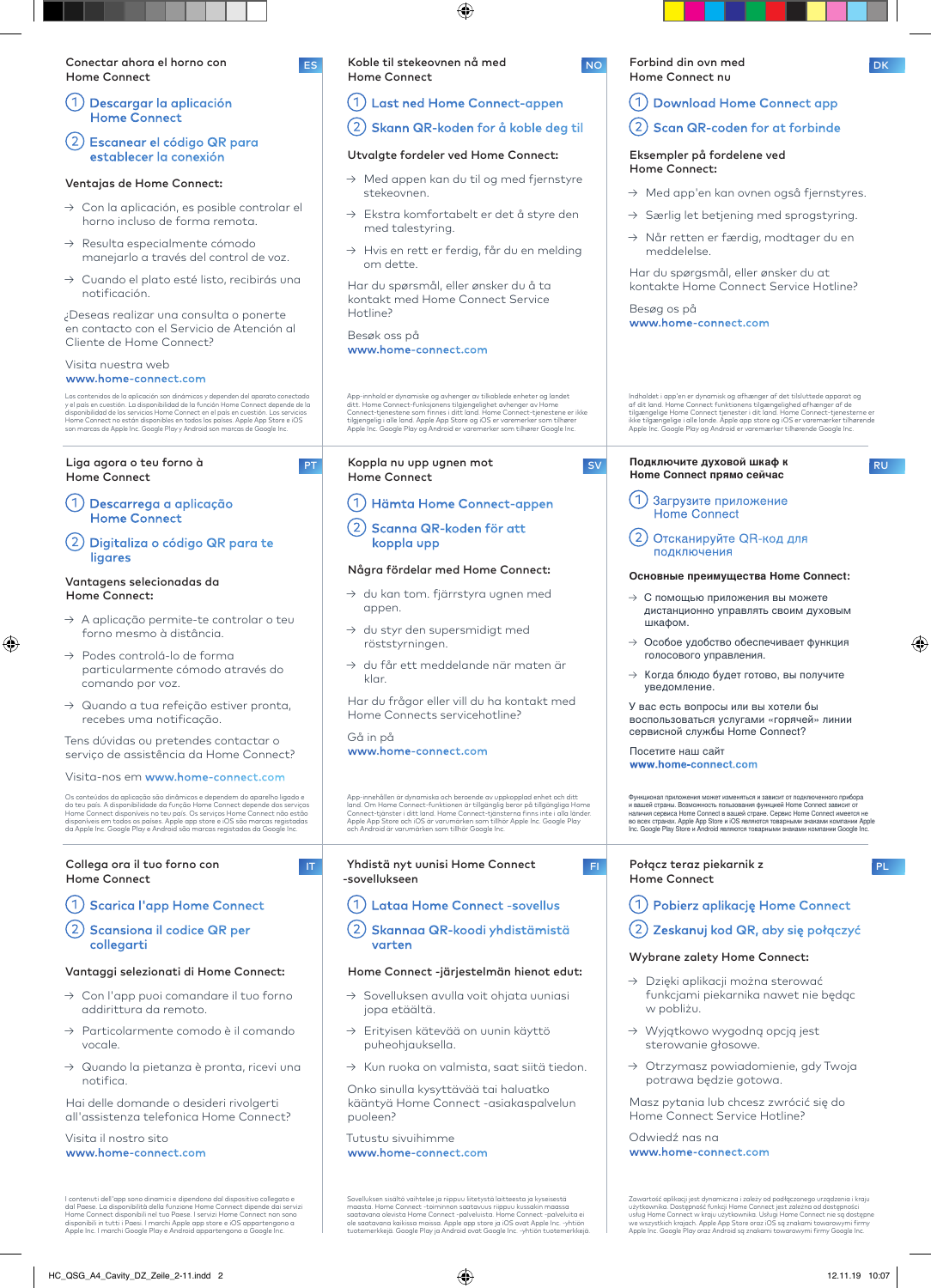## Conectar ahora el horno con Home Connect

ES

1. Descargar la aplicación Home Connect
2. Escanear el código QR para establecer la conexión

### Ventajas de Home Connect:

→ Con la aplicación, es posible controlar el horno incluso de forma remota.

→ Resulta especialmente cómodo manejarlo a través del control de voz.

→ Cuando el plato esté listo, recibirás una notificación.

¿Deseas realizar una consulta o ponerte en contacto con el Servicio de Atención al Cliente de Home Connect?

Visita nuestra web
www.home-connect.com

Los contenidos de la aplicación son dinámicos y dependen del aparato conectado y el país en cuestión. La disponibilidad de la función Home Connect depende de la disponibilidad de los servicios Home Connect en el país en cuestión. Los servicios Home Connect no están disponibles en todos los países. Apple App Store e iOS son marcas de Apple Inc. Google Play y Android son marcas de Google Inc.

## Koble til stekeovnen nå med Home Connect

NO

1. Last ned Home Connect-appen
2. Skann QR-koden for å koble deg til

### Utvalgte fordeler ved Home Connect:

→ Med appen kan du til og med fjernstyre stekeovnen.

→ Ekstra komfortabelt er det å styre den med talestyring.

→ Hvis en rett er ferdig, får du en melding om dette.

Har du spørsmål, eller ønsker du å ta kontakt med Home Connect Service Hotline?

Besøk oss på
www.home-connect.com

App-innhold er dynamiske og avhenger av tilkoblede enheter og landet ditt. Home Connect-funksjonens tilgjengelighet avhenger av Home Connect-tjenestene som finnes i ditt land. Home Connect-tjenestene er ikke tilgjengelig i alle land. Apple App Store og iOS er varemerker som tilhører Apple Inc. Google Play og Android er varemerker som tilhører Google Inc.

## Forbind din ovn med Home Connect nu

DK

1. Download Home Connect app
2. Scan QR-coden for at forbinde

### Eksempler på fordelene ved Home Connect:

→ Med app'en kan ovnen også fjernstyres.

→ Særlig let betjening med sprogstyring.

→ Når retten er færdig, modtager du en meddelelse.

Har du spørgsmål, eller ønsker du at kontakte Home Connect Service Hotline?

Besøg os på
www.home-connect.com

Indholdet i app'en er dynamisk og afhænger af det tilsluttede apparat og af dit land. Home Connect funktionens tilgængelighed afhænger af de tilgængelige Home Connect tjenester i dit land. Home Connect-tjenesterne er ikke tilgængelige i alle lande. Apple App Store og iOS er varemærker tilhørende Apple Inc. Google Play og Android er varemærker tilhørende Google Inc.

## Liga agora o teu forno à Home Connect

PT

1. Descarrega a aplicação Home Connect
2. Digitaliza o código QR para te ligares

### Vantagens selecionadas da Home Connect:

→ A aplicação permite-te controlar o teu forno mesmo à distância.

→ Podes controlá-lo de forma particularmente cómodo através do comando por voz.

→ Quando a tua refeição estiver pronta, recebes uma notificação.

Tens dúvidas ou pretendes contactar o serviço de assistência da Home Connect?

Visita-nos em www.home-connect.com

Os conteúdos da aplicação são dinâmicos e dependem do aparelho ligado e do teu país. A disponibilidade da função Home Connect depende dos serviços Home Connect disponíveis no teu país. Os serviços Home Connect não estão disponíveis em todos os países. Apple app store e iOS são marcas registadas da Apple Inc. Google Play e Android são marcas registadas da Google Inc.

## Koppla nu upp ugnen mot Home Connect

SV

1. Hämta Home Connect-appen
2. Scanna QR-koden för att koppla upp

### Några fördelar med Home Connect:

→ du kan tom. fjärrstyra ugnen med appen.

→ du styr den supersmidigt med röststyrningen.

→ du får ett meddelande när maten är klar.

Har du frågor eller vill du ha kontakt med Home Connects servicehotline?

Gå in på
www.home-connect.com

App-innehållen är dynamiska och beroende av uppkopplad enhet och ditt land. Om Home Connect-funktionen är tillgänglig beror på tillgängliga Home Connect-tjänster i ditt land. Home Connect-tjänsterna finns inte i alla länder. Apple App Store och iOS är varumärken som tillhör Apple Inc. Google Play och Android är varumärken som tillhör Google Inc.

## Подключите духовой шкаф к Home Connect прямо сейчас

RU

1. Загрузите приложение Home Connect
2. Отсканируйте QR-код для подключения

### Основные преимущества Home Connect:

→ С помощью приложения вы можете дистанционно управлять своим духовым шкафом.

→ Особое удобство обеспечивает функция голосового управления.

→ Когда блюдо будет готово, вы получите уведомление.

У вас есть вопросы или вы хотели бы воспользоваться услугами «горячей» линии сервисной службы Home Connect?

Посетите наш сайт
www.home-connect.com

Функционал приложения может изменяться и зависит от подключенного прибора и вашей страны. Возможность пользования функцией Home Connect зависит от наличия сервиса Home Connect в вашей стране. Сервис Home Connect имеется не во всех странах. Apple App Store и iOS являются товарными знаками компании Apple Inc. Google Play Store и Android являются товарными знаками компании Google Inc.

## Collega ora il tuo forno con Home Connect

IT

1. Scarica l'app Home Connect
2. Scansiona il codice QR per collegarti

### Vantaggi selezionati di Home Connect:

→ Con l'app puoi comandare il tuo forno addirittura da remoto.

→ Particolarmente comodo è il comando vocale.

→ Quando la pietanza è pronta, ricevi una notifica.

Hai delle domande o desideri rivolgerti all'assistenza telefonica Home Connect?

Visita il nostro sito
www.home-connect.com

I contenuti dell'app sono dinamici e dipendono dal dispositivo collegato e dal Paese. La disponibilità della funzione Home Connect dipende dai servizi Home Connect disponibili nel tuo Paese. I servizi Home Connect non sono disponibili in tutti i Paesi. I marchi Apple app store e iOS appartengono a Apple Inc. I marchi Google Play e Android appartengono a Google Inc.

## Yhdistä nyt uunisi Home Connect -sovellukseen

FI

1. Lataa Home Connect -sovellus
2. Skannaa QR-koodi yhdistämistä varten

### Home Connect -järjestelmän hienot edut:

→ Sovelluksen avulla voit ohjata uuniasi jopa etäältä.

→ Erityisen kätevää on uunin käyttö puheohjauksella.

→ Kun ruoka on valmista, saat siitä tiedon.

Onko sinulla kysyttävää tai haluatko kääntyä Home Connect -asiakaspalvelun puoleen?

Tutustu sivuihimme
www.home-connect.com

Sovelluksen sisältö vaihtelee ja riippuu liitetysta laitteesta ja kyseisestä maasta. Home Connect -toiminnon saatavuus riippuu kussakin maassa saatavana olevista Home Connect -palveluista. Home Connect -palveluita ei ole saatavana kaikissa maissa. Apple app store ja iOS ovat Apple Inc. -yhtiön tuotemerkkejä. Google Play ja Android ovat Google Inc. -yhtiön tuotemerkkejä.

## Połącz teraz piekarnik z Home Connect

PL

1. Pobierz aplikację Home Connect
2. Zeskanuj kod QR, aby się połączyć

### Wybrane zalety Home Connect:

→ Dzięki aplikacji można sterować funkcjami piekarnika nawet nie będąc w pobliżu.

→ Wyjątkowo wygodną opcją jest sterowanie głosowe.

→ Otrzymasz powiadomienie, gdy Twoja potrawa będzie gotowa.

Masz pytania lub chcesz zwrócić się do Home Connect Service Hotline?

Odwiedź nas na
www.home-connect.com

Zawartość aplikacji jest dynamiczna i zależy od podłączonego urządzenia i kraju użytkownika. Dostępność funkcji Home Connect jest zależna od dostępności usług Home Connect w kraju użytkownika. Usługi Home Connect nie są dostępne we wszystkich krajach. Apple App Store oraz iOS są znakami towarowymi firmy Apple Inc. Google Play oraz Android są znakami towarowymi firmy Google Inc.